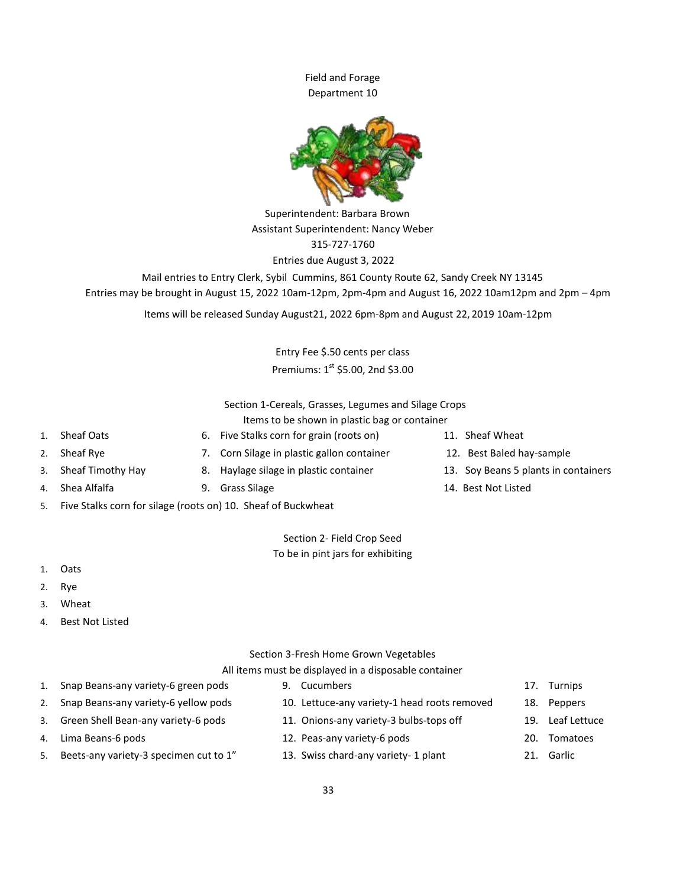# Field and Forage
## Department 10

Superintendent: Barbara Brown
Assistant Superintendent: Nancy Weber
315-727-1760
Entries due August 3, 2022

Mail entries to Entry Clerk, Sybil Cummins, 861 County Route 62, Sandy Creek NY 13145
Entries may be brought in August 15, 2022 10am-12pm, 2pm-4pm and August 16, 2022 10am12pm and 2pm – 4pm

Items will be released Sunday August21, 2022 6pm-8pm and August 22, 2019 10am-12pm

Entry Fee $.50 cents per class
Premiums: 1st $5.00, 2nd $3.00

### Section 1-Cereals, Grasses, Legumes and Silage Crops
Items to be shown in plastic bag or container

1. Sheaf Oats
2. Sheaf Rye
3. Sheaf Timothy Hay
4. Shea Alfalfa
5. Five Stalks corn for silage (roots on)
6. Five Stalks corn for grain (roots on)
7. Corn Silage in plastic gallon container
8. Haylage silage in plastic container
9. Grass Silage
10. Sheaf of Buckwheat
11. Sheaf Wheat
12. Best Baled hay-sample
13. Soy Beans 5 plants in containers
14. Best Not Listed

### Section 2- Field Crop Seed
To be in pint jars for exhibiting

1. Oats
2. Rye
3. Wheat
4. Best Not Listed

### Section 3-Fresh Home Grown Vegetables
All items must be displayed in a disposable container

1. Snap Beans-any variety-6 green pods
2. Snap Beans-any variety-6 yellow pods
3. Green Shell Bean-any variety-6 pods
4. Lima Beans-6 pods
5. Beets-any variety-3 specimen cut to 1"
9. Cucumbers
10. Lettuce-any variety-1 head roots removed
11. Onions-any variety-3 bulbs-tops off
12. Peas-any variety-6 pods
13. Swiss chard-any variety- 1 plant
17. Turnips
18. Peppers
19. Leaf Lettuce
20. Tomatoes
21. Garlic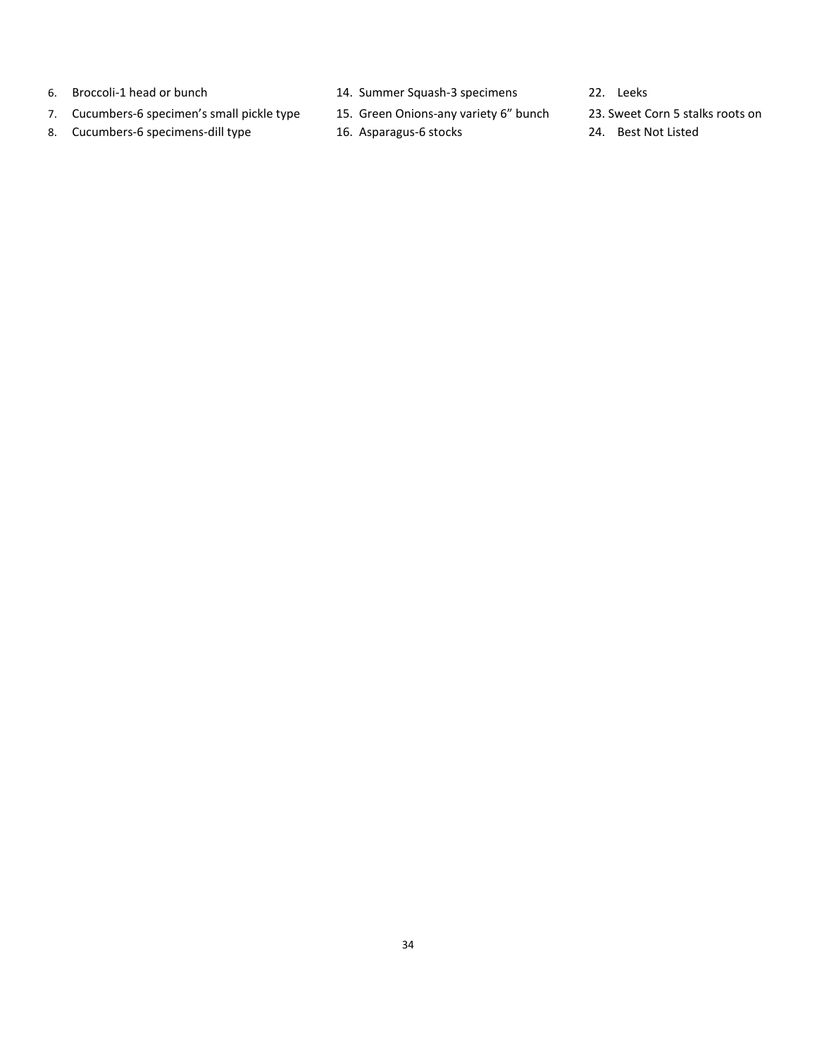6. Broccoli-1 head or bunch
7. Cucumbers-6 specimen's small pickle type
8. Cucumbers-6 specimens-dill type

14. Summer Squash-3 specimens
15. Green Onions-any variety 6" bunch
16. Asparagus-6 stocks

22. Leeks
23. Sweet Corn 5 stalks roots on
24. Best Not Listed